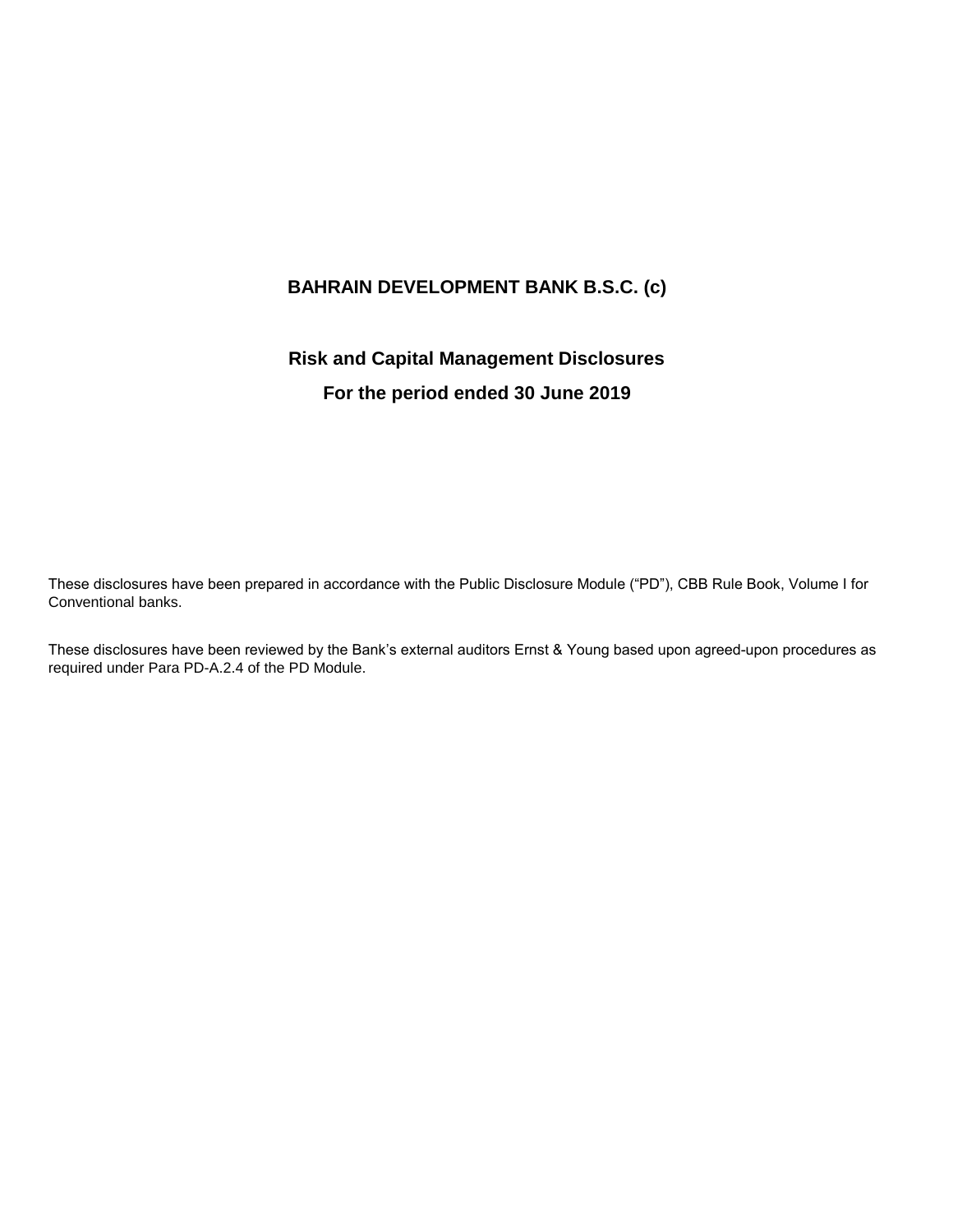# BAHRAIN DEVELOPMENT BANK B.S.C. (c)

## Risk and Capital Management Disclosures

## For the period ended 30 June 2019

These disclosures have been prepared in accordance with the Public Disclosure Module ("PD"), CBB Rule Book, Volume I for Conventional banks.

These disclosures have been reviewed by the Bank's external auditors Ernst & Young based upon agreed-upon procedures as required under Para PD-A.2.4 of the PD Module.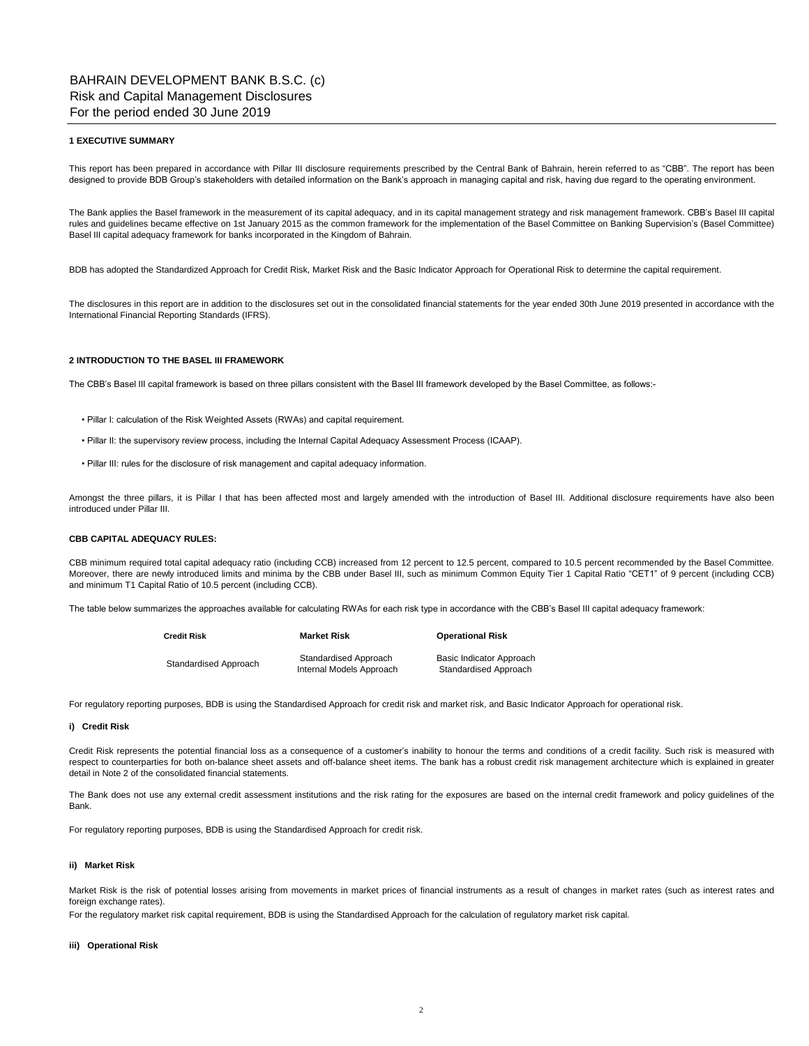# BAHRAIN DEVELOPMENT BANK B.S.C. (c)
## Risk and Capital Management Disclosures
## For the period ended 30 June 2019

### 1 EXECUTIVE SUMMARY

This report has been prepared in accordance with Pillar III disclosure requirements prescribed by the Central Bank of Bahrain, herein referred to as "CBB". The report has been designed to provide BDB Group's stakeholders with detailed information on the Bank's approach in managing capital and risk, having due regard to the operating environment.

The Bank applies the Basel framework in the measurement of its capital adequacy, and in its capital management strategy and risk management framework. CBB's Basel III capital rules and guidelines became effective on 1st January 2015 as the common framework for the implementation of the Basel Committee on Banking Supervision's (Basel Committee) Basel III capital adequacy framework for banks incorporated in the Kingdom of Bahrain.

BDB has adopted the Standardized Approach for Credit Risk, Market Risk and the Basic Indicator Approach for Operational Risk to determine the capital requirement.

The disclosures in this report are in addition to the disclosures set out in the consolidated financial statements for the year ended 30th June 2019 presented in accordance with the International Financial Reporting Standards (IFRS).

### 2 INTRODUCTION TO THE BASEL III FRAMEWORK

The CBB's Basel III capital framework is based on three pillars consistent with the Basel III framework developed by the Basel Committee, as follows:-

- Pillar I: calculation of the Risk Weighted Assets (RWAs) and capital requirement.
- Pillar II: the supervisory review process, including the Internal Capital Adequacy Assessment Process (ICAAP).
- Pillar III: rules for the disclosure of risk management and capital adequacy information.

Amongst the three pillars, it is Pillar I that has been affected most and largely amended with the introduction of Basel III. Additional disclosure requirements have also been introduced under Pillar III.

#### CBB CAPITAL ADEQUACY RULES:

CBB minimum required total capital adequacy ratio (including CCB) increased from 12 percent to 12.5 percent, compared to 10.5 percent recommended by the Basel Committee. Moreover, there are newly introduced limits and minima by the CBB under Basel III, such as minimum Common Equity Tier 1 Capital Ratio "CET1" of 9 percent (including CCB) and minimum T1 Capital Ratio of 10.5 percent (including CCB).

The table below summarizes the approaches available for calculating RWAs for each risk type in accordance with the CBB's Basel III capital adequacy framework:

| Credit Risk | Market Risk | Operational Risk |
|---|---|---|
| Standardised Approach | Standardised Approach<br>Internal Models Approach | Basic Indicator Approach<br>Standardised Approach |

For regulatory reporting purposes, BDB is using the Standardised Approach for credit risk and market risk, and Basic Indicator Approach for operational risk.

#### i) Credit Risk

Credit Risk represents the potential financial loss as a consequence of a customer's inability to honour the terms and conditions of a credit facility. Such risk is measured with respect to counterparties for both on-balance sheet assets and off-balance sheet items. The bank has a robust credit risk management architecture which is explained in greater detail in Note 2 of the consolidated financial statements.

The Bank does not use any external credit assessment institutions and the risk rating for the exposures are based on the internal credit framework and policy guidelines of the Bank.

For regulatory reporting purposes, BDB is using the Standardised Approach for credit risk.

#### ii) Market Risk

Market Risk is the risk of potential losses arising from movements in market prices of financial instruments as a result of changes in market rates (such as interest rates and foreign exchange rates).

For the regulatory market risk capital requirement, BDB is using the Standardised Approach for the calculation of regulatory market risk capital.

#### iii) Operational Risk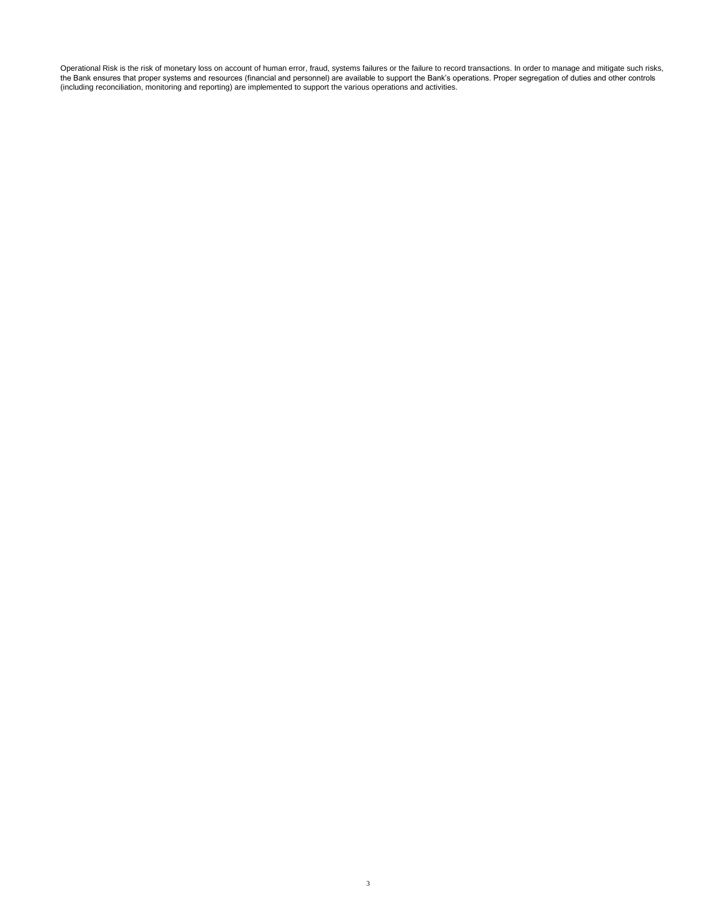Operational Risk is the risk of monetary loss on account of human error, fraud, systems failures or the failure to record transactions. In order to manage and mitigate such risks, the Bank ensures that proper systems and resources (financial and personnel) are available to support the Bank's operations. Proper segregation of duties and other controls (including reconciliation, monitoring and reporting) are implemented to support the various operations and activities.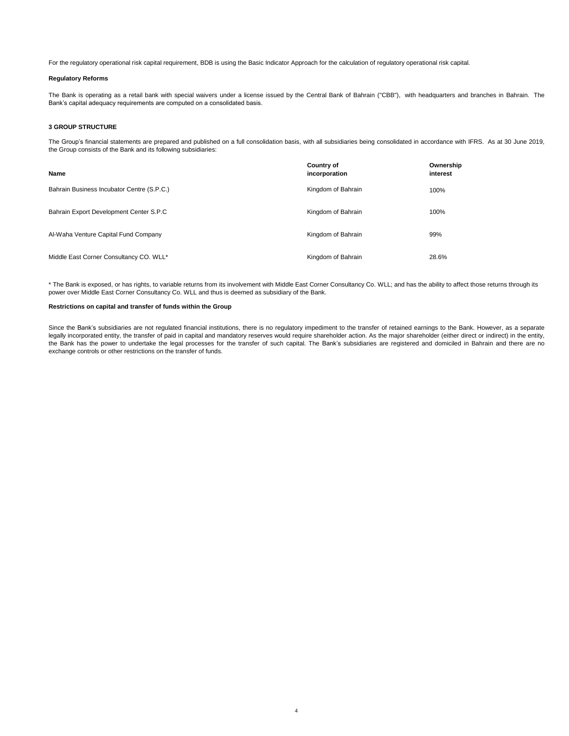For the regulatory operational risk capital requirement, BDB is using the Basic Indicator Approach for the calculation of regulatory operational risk capital.

**Regulatory Reforms**

The Bank is operating as a retail bank with special waivers under a license issued by the Central Bank of Bahrain ("CBB"), with headquarters and branches in Bahrain. The Bank's capital adequacy requirements are computed on a consolidated basis.

## 3 GROUP STRUCTURE

The Group's financial statements are prepared and published on a full consolidation basis, with all subsidiaries being consolidated in accordance with IFRS. As at 30 June 2019, the Group consists of the Bank and its following subsidiaries:

| Name | Country of incorporation | Ownership interest |
|---|---|---|
| Bahrain Business Incubator Centre (S.P.C.) | Kingdom of Bahrain | 100% |
| Bahrain Export Development Center S.P.C | Kingdom of Bahrain | 100% |
| Al-Waha Venture Capital Fund Company | Kingdom of Bahrain | 99% |
| Middle East Corner Consultancy CO. WLL* | Kingdom of Bahrain | 28.6% |

* The Bank is exposed, or has rights, to variable returns from its involvement with Middle East Corner Consultancy Co. WLL; and has the ability to affect those returns through its power over Middle East Corner Consultancy Co. WLL and thus is deemed as subsidiary of the Bank.

**Restrictions on capital and transfer of funds within the Group**

Since the Bank's subsidiaries are not regulated financial institutions, there is no regulatory impediment to the transfer of retained earnings to the Bank. However, as a separate legally incorporated entity, the transfer of paid in capital and mandatory reserves would require shareholder action. As the major shareholder (either direct or indirect) in the entity, the Bank has the power to undertake the legal processes for the transfer of such capital. The Bank's subsidiaries are registered and domiciled in Bahrain and there are no exchange controls or other restrictions on the transfer of funds.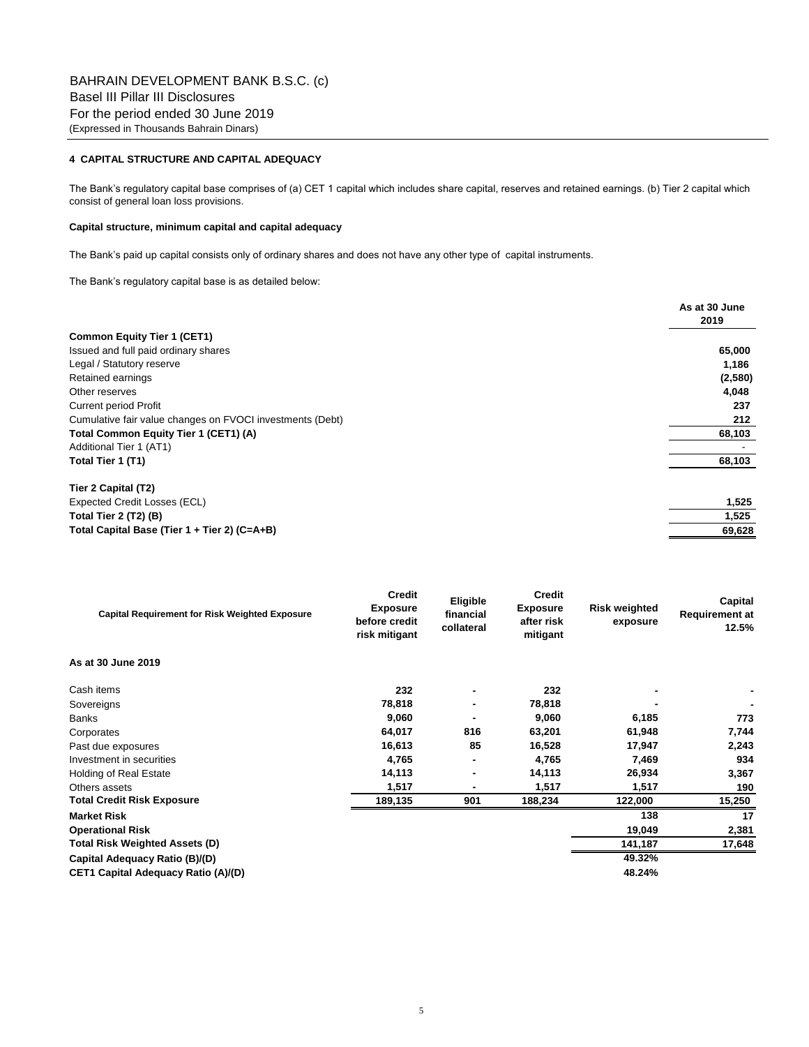BAHRAIN DEVELOPMENT BANK B.S.C. (c)
Basel III Pillar III Disclosures
For the period ended 30 June 2019
(Expressed in Thousands Bahrain Dinars)

## 4 CAPITAL STRUCTURE AND CAPITAL ADEQUACY

The Bank's regulatory capital base comprises of (a) CET 1 capital which includes share capital, reserves and retained earnings. (b) Tier 2 capital which consist of general loan loss provisions.

### Capital structure, minimum capital and capital adequacy

The Bank's paid up capital consists only of ordinary shares and does not have any other type of capital instruments.

The Bank's regulatory capital base is as detailed below:

| | As at 30 June 2019 |
|---|---|
| **Common Equity Tier 1 (CET1)** | |
| Issued and full paid ordinary shares | 65,000 |
| Legal / Statutory reserve | 1,186 |
| Retained earnings | (2,580) |
| Other reserves | 4,048 |
| Current period Profit | 237 |
| Cumulative fair value changes on FVOCI investments (Debt) | 212 |
| **Total Common Equity Tier 1 (CET1) (A)** | 68,103 |
| Additional Tier 1 (AT1) | - |
| **Total Tier 1 (T1)** | 68,103 |
| | |
| **Tier 2 Capital (T2)** | |
| Expected Credit Losses (ECL) | 1,525 |
| **Total Tier 2 (T2) (B)** | 1,525 |
| **Total Capital Base (Tier 1 + Tier 2) (C=A+B)** | 69,628 |

| Capital Requirement for Risk Weighted Exposure | Credit Exposure before credit risk mitigant | Eligible financial collateral | Credit Exposure after risk mitigant | Risk weighted exposure | Capital Requirement at 12.5% |
|---|---|---|---|---|---|
| **As at 30 June 2019** | | | | | |
| Cash items | 232 | - | 232 | - | - |
| Sovereigns | 78,818 | - | 78,818 | - | - |
| Banks | 9,060 | - | 9,060 | 6,185 | 773 |
| Corporates | 64,017 | 816 | 63,201 | 61,948 | 7,744 |
| Past due exposures | 16,613 | 85 | 16,528 | 17,947 | 2,243 |
| Investment in securities | 4,765 | - | 4,765 | 7,469 | 934 |
| Holding of Real Estate | 14,113 | - | 14,113 | 26,934 | 3,367 |
| Others assets | 1,517 | - | 1,517 | 1,517 | 190 |
| **Total Credit Risk Exposure** | 189,135 | 901 | 188,234 | 122,000 | 15,250 |
| **Market Risk** | | | | 138 | 17 |
| **Operational Risk** | | | | 19,049 | 2,381 |
| **Total Risk Weighted Assets (D)** | | | | 141,187 | 17,648 |
| **Capital Adequacy Ratio (B)/(D)** | | | | 49.32% | |
| **CET1 Capital Adequacy Ratio (A)/(D)** | | | | 48.24% | |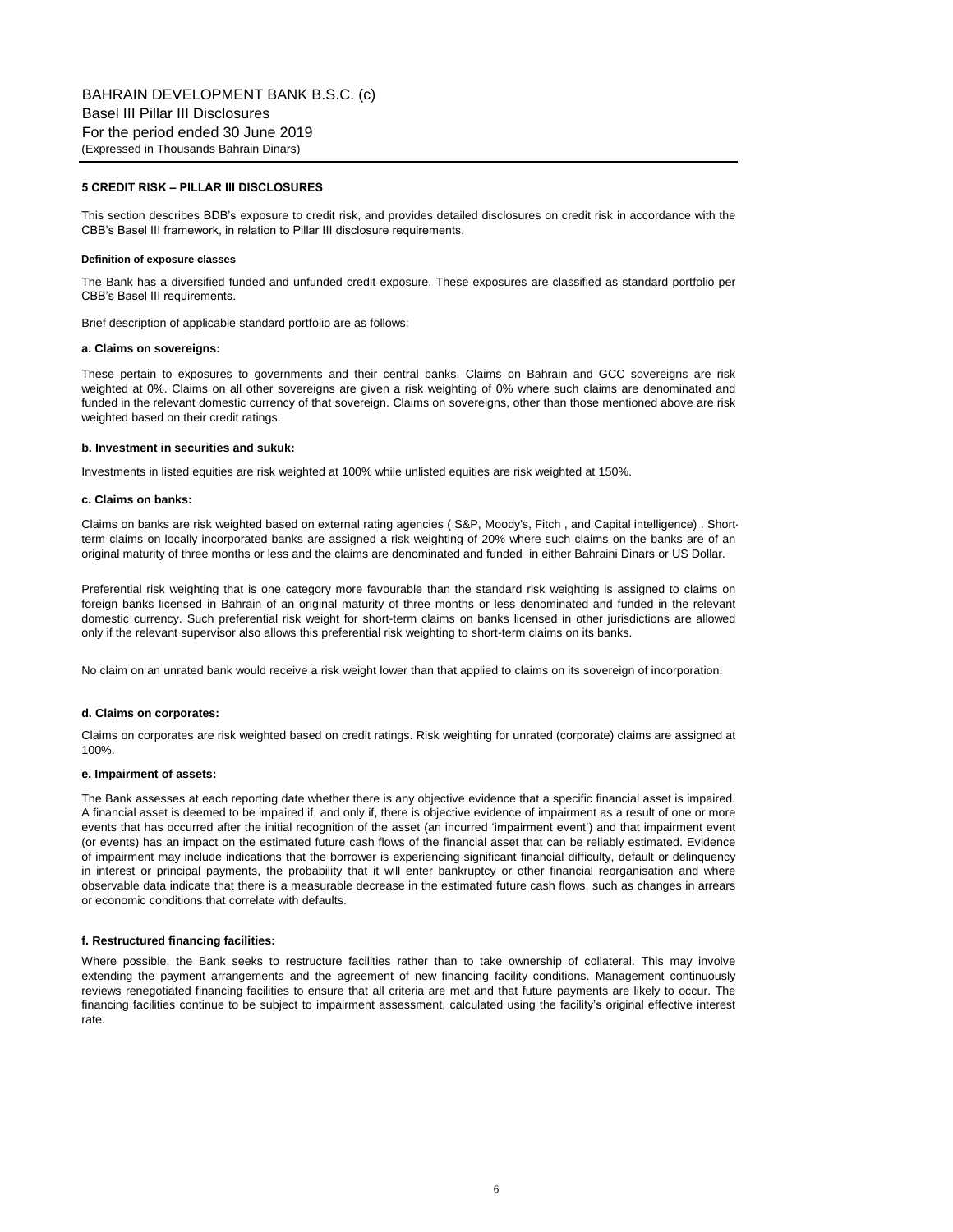## 5 CREDIT RISK – PILLAR III DISCLOSURES

This section describes BDB's exposure to credit risk, and provides detailed disclosures on credit risk in accordance with the CBB's Basel III framework, in relation to Pillar III disclosure requirements.

#### Definition of exposure classes

The Bank has a diversified funded and unfunded credit exposure. These exposures are classified as standard portfolio per CBB's Basel III requirements.

Brief description of applicable standard portfolio are as follows:

#### a. Claims on sovereigns:

These pertain to exposures to governments and their central banks. Claims on Bahrain and GCC sovereigns are risk weighted at 0%. Claims on all other sovereigns are given a risk weighting of 0% where such claims are denominated and funded in the relevant domestic currency of that sovereign. Claims on sovereigns, other than those mentioned above are risk weighted based on their credit ratings.

#### b. Investment in securities and sukuk:

Investments in listed equities are risk weighted at 100% while unlisted equities are risk weighted at 150%.

#### c. Claims on banks:

Claims on banks are risk weighted based on external rating agencies ( S&P, Moody's, Fitch , and Capital intelligence) . Short-term claims on locally incorporated banks are assigned a risk weighting of 20% where such claims on the banks are of an original maturity of three months or less and the claims are denominated and funded in either Bahraini Dinars or US Dollar.

Preferential risk weighting that is one category more favourable than the standard risk weighting is assigned to claims on foreign banks licensed in Bahrain of an original maturity of three months or less denominated and funded in the relevant domestic currency. Such preferential risk weight for short-term claims on banks licensed in other jurisdictions are allowed only if the relevant supervisor also allows this preferential risk weighting to short-term claims on its banks.

No claim on an unrated bank would receive a risk weight lower than that applied to claims on its sovereign of incorporation.

#### d. Claims on corporates:

Claims on corporates are risk weighted based on credit ratings. Risk weighting for unrated (corporate) claims are assigned at 100%.

#### e. Impairment of assets:

The Bank assesses at each reporting date whether there is any objective evidence that a specific financial asset is impaired. A financial asset is deemed to be impaired if, and only if, there is objective evidence of impairment as a result of one or more events that has occurred after the initial recognition of the asset (an incurred 'impairment event') and that impairment event (or events) has an impact on the estimated future cash flows of the financial asset that can be reliably estimated. Evidence of impairment may include indications that the borrower is experiencing significant financial difficulty, default or delinquency in interest or principal payments, the probability that it will enter bankruptcy or other financial reorganisation and where observable data indicate that there is a measurable decrease in the estimated future cash flows, such as changes in arrears or economic conditions that correlate with defaults.

#### f. Restructured financing facilities:

Where possible, the Bank seeks to restructure facilities rather than to take ownership of collateral. This may involve extending the payment arrangements and the agreement of new financing facility conditions. Management continuously reviews renegotiated financing facilities to ensure that all criteria are met and that future payments are likely to occur. The financing facilities continue to be subject to impairment assessment, calculated using the facility's original effective interest rate.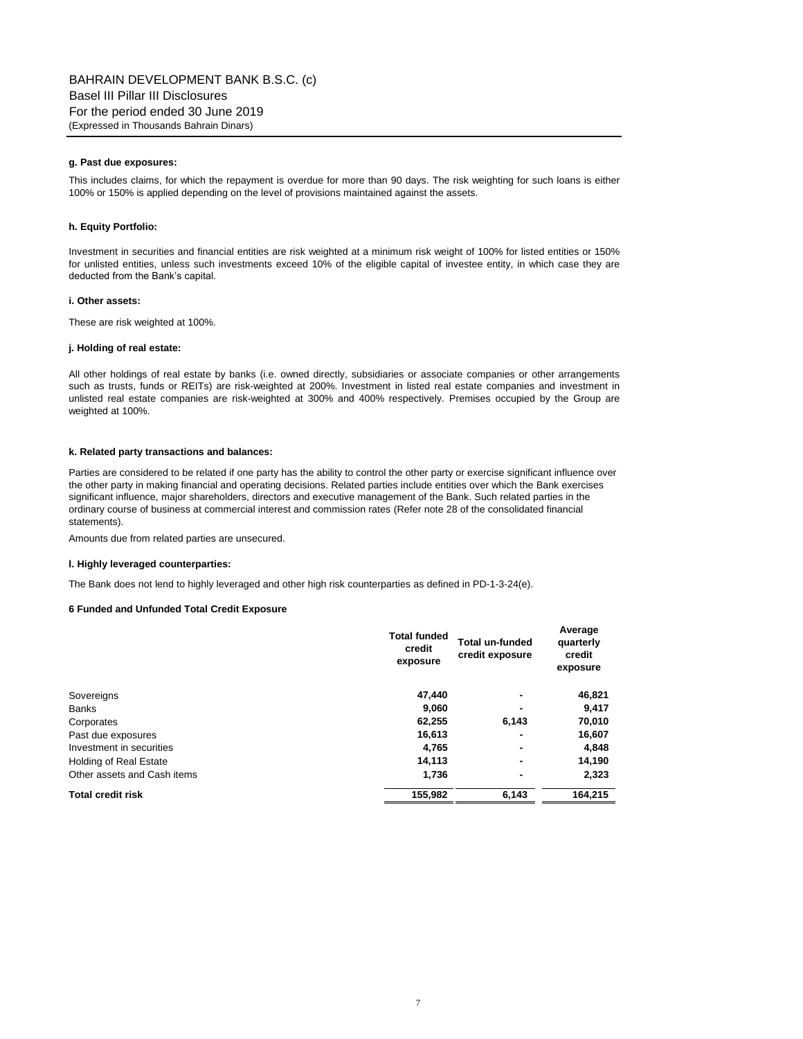#### g. Past due exposures:

This includes claims, for which the repayment is overdue for more than 90 days. The risk weighting for such loans is either 100% or 150% is applied depending on the level of provisions maintained against the assets.

#### h. Equity Portfolio:

Investment in securities and financial entities are risk weighted at a minimum risk weight of 100% for listed entities or 150% for unlisted entities, unless such investments exceed 10% of the eligible capital of investee entity, in which case they are deducted from the Bank's capital.

#### i. Other assets:

These are risk weighted at 100%.

#### j. Holding of real estate:

All other holdings of real estate by banks (i.e. owned directly, subsidiaries or associate companies or other arrangements such as trusts, funds or REITs) are risk-weighted at 200%. Investment in listed real estate companies and investment in unlisted real estate companies are risk-weighted at 300% and 400% respectively. Premises occupied by the Group are weighted at 100%.

#### k. Related party transactions and balances:

Parties are considered to be related if one party has the ability to control the other party or exercise significant influence over the other party in making financial and operating decisions. Related parties include entities over which the Bank exercises significant influence, major shareholders, directors and executive management of the Bank. Such related parties in the ordinary course of business at commercial interest and commission rates (Refer note 28 of the consolidated financial statements).

Amounts due from related parties are unsecured.

#### l. Highly leveraged counterparties:

The Bank does not lend to highly leveraged and other high risk counterparties as defined in PD-1-3-24(e).

#### 6 Funded and Unfunded Total Credit Exposure

| | Total funded credit exposure | Total un-funded credit exposure | Average quarterly credit exposure |
|---|---|---|---|
| Sovereigns | 47,440 | - | 46,821 |
| Banks | 9,060 | - | 9,417 |
| Corporates | 62,255 | 6,143 | 70,010 |
| Past due exposures | 16,613 | - | 16,607 |
| Investment in securities | 4,765 | - | 4,848 |
| Holding of Real Estate | 14,113 | - | 14,190 |
| Other assets and Cash items | 1,736 | - | 2,323 |
| **Total credit risk** | **155,982** | **6,143** | **164,215** |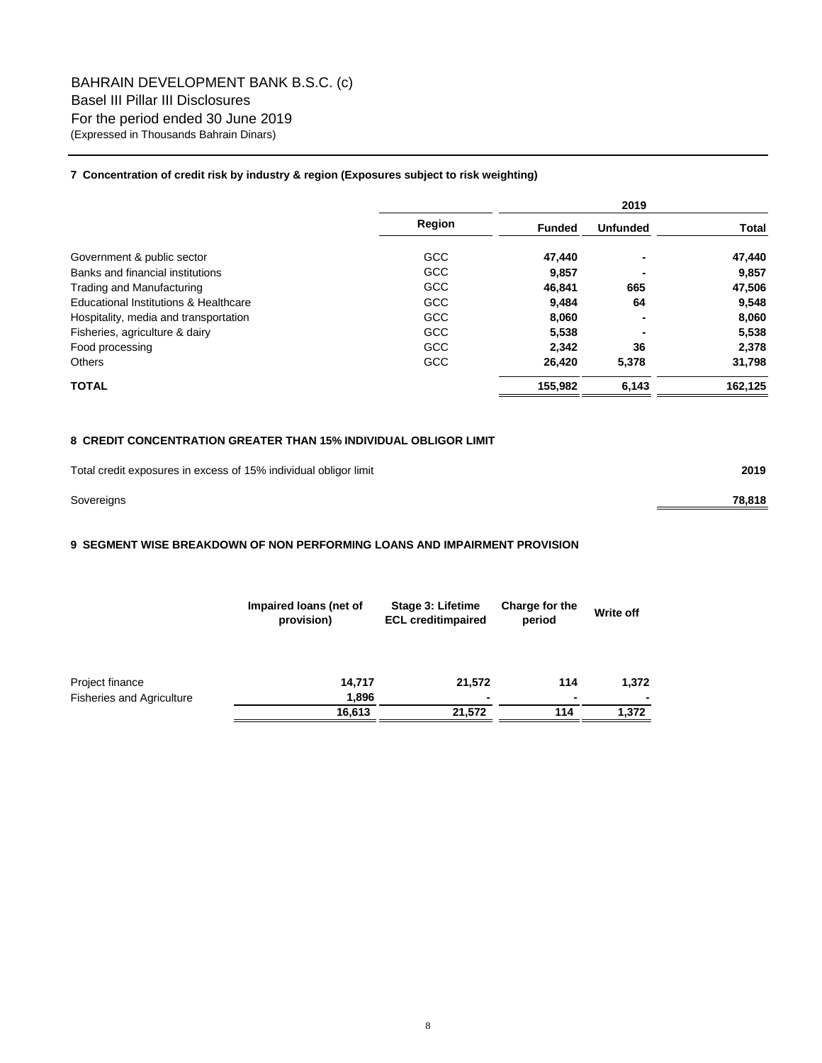BAHRAIN DEVELOPMENT BANK B.S.C. (c)

Basel III Pillar III Disclosures

For the period ended 30 June 2019

(Expressed in Thousands Bahrain Dinars)

### 7 Concentration of credit risk by industry & region (Exposures subject to risk weighting)

| | Region | 2019 | | |
|---|---|---|---|---|
| | | **Funded** | **Unfunded** | **Total** |
| Government & public sector | GCC | **47,440** | **-** | **47,440** |
| Banks and financial institutions | GCC | **9,857** | **-** | **9,857** |
| Trading and Manufacturing | GCC | **46,841** | **665** | **47,506** |
| Educational Institutions & Healthcare | GCC | **9,484** | **64** | **9,548** |
| Hospitality, media and transportation | GCC | **8,060** | **-** | **8,060** |
| Fisheries, agriculture & dairy | GCC | **5,538** | **-** | **5,538** |
| Food processing | GCC | **2,342** | **36** | **2,378** |
| Others | GCC | **26,420** | **5,378** | **31,798** |
| **TOTAL** | | **155,982** | **6,143** | **162,125** |

### 8 CREDIT CONCENTRATION GREATER THAN 15% INDIVIDUAL OBLIGOR LIMIT

| Total credit exposures in excess of 15% individual obligor limit | 2019 |
|---|---|
| Sovereigns | **78,818** |

### 9 SEGMENT WISE BREAKDOWN OF NON PERFORMING LOANS AND IMPAIRMENT PROVISION

| | Impaired loans (net of provision) | Stage 3: Lifetime ECL creditimpaired | Charge for the period | Write off |
|---|---|---|---|---|
| Project finance | **14,717** | **21,572** | **114** | **1,372** |
| Fisheries and Agriculture | **1,896** | **-** | **-** | **-** |
| | **16,613** | **21,572** | **114** | **1,372** |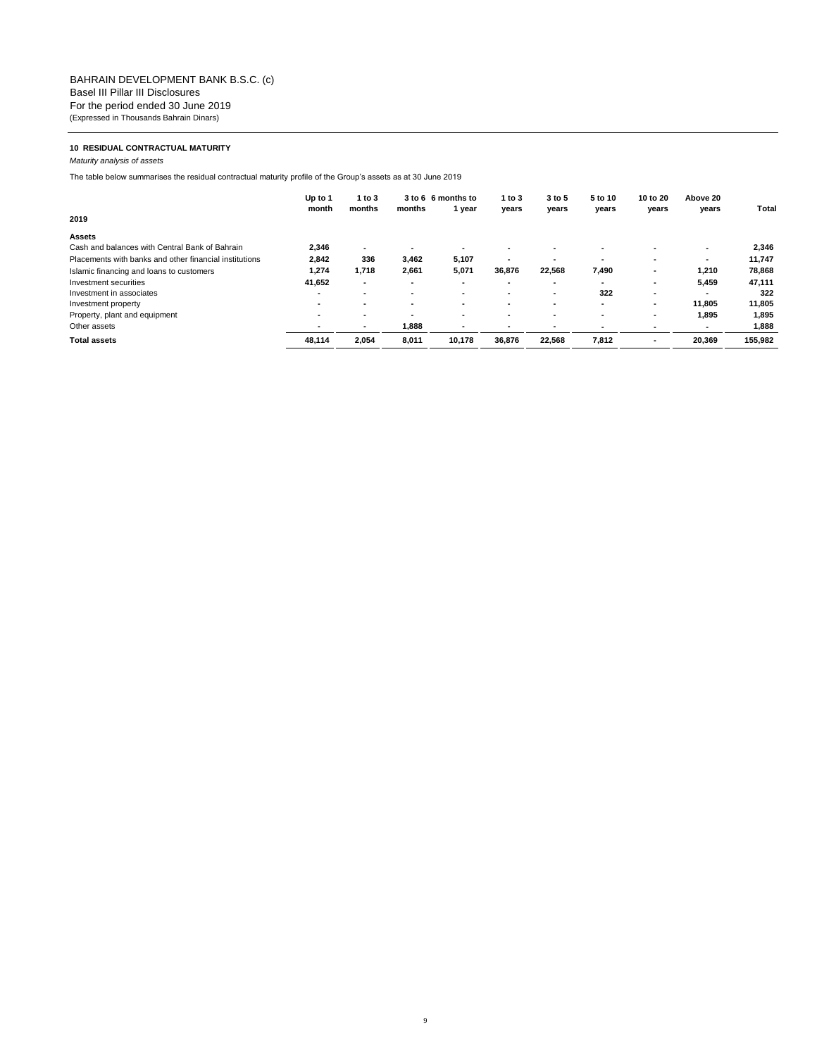BAHRAIN DEVELOPMENT BANK B.S.C. (c)
Basel III Pillar III Disclosures
For the period ended 30 June 2019
(Expressed in Thousands Bahrain Dinars)

## 10 RESIDUAL CONTRACTUAL MATURITY

*Maturity analysis of assets*

The table below summarises the residual contractual maturity profile of the Group's assets as at 30 June 2019

| 2019 | Up to 1 month | 1 to 3 months | 3 to 6 months | 6 months to 1 year | 1 to 3 years | 3 to 5 years | 5 to 10 years | 10 to 20 years | Above 20 years | Total |
|---|---|---|---|---|---|---|---|---|---|---|
| **Assets** | | | | | | | | | | |
| Cash and balances with Central Bank of Bahrain | 2,346 | - | - | - | - | - | - | - | - | 2,346 |
| Placements with banks and other financial institutions | 2,842 | 336 | 3,462 | 5,107 | - | - | - | - | - | 11,747 |
| Islamic financing and loans to customers | 1,274 | 1,718 | 2,661 | 5,071 | 36,876 | 22,568 | 7,490 | - | 1,210 | 78,868 |
| Investment securities | 41,652 | - | - | - | - | - | - | - | 5,459 | 47,111 |
| Investment in associates | - | - | - | - | - | - | 322 | - | - | 322 |
| Investment property | - | - | - | - | - | - | - | - | 11,805 | 11,805 |
| Property, plant and equipment | - | - | - | - | - | - | - | - | 1,895 | 1,895 |
| Other assets | - | - | 1,888 | - | - | - | - | - | - | 1,888 |
| **Total assets** | **48,114** | **2,054** | **8,011** | **10,178** | **36,876** | **22,568** | **7,812** | **-** | **20,369** | **155,982** |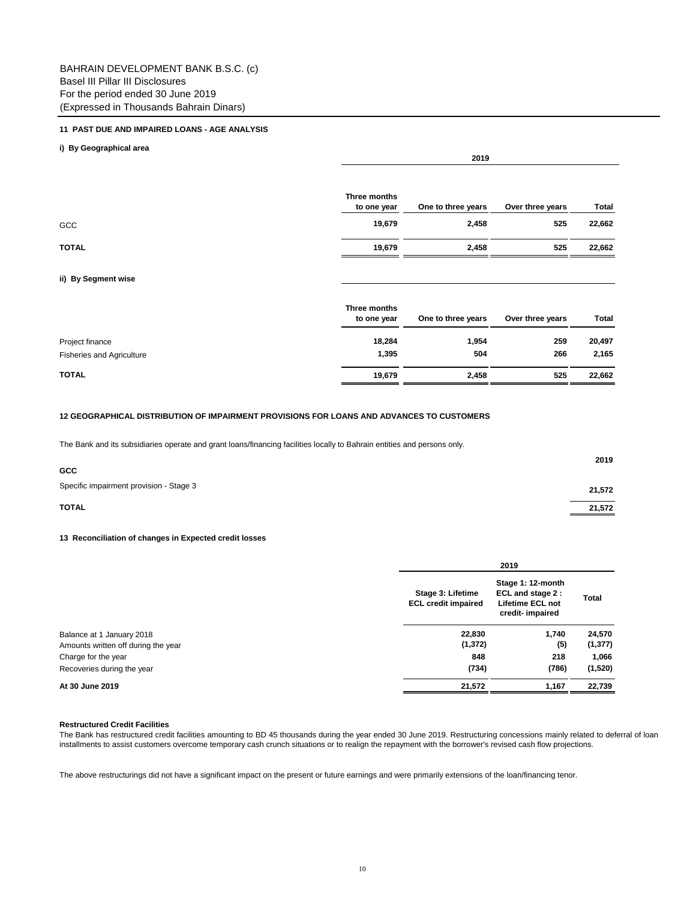BAHRAIN DEVELOPMENT BANK B.S.C. (c)
Basel III Pillar III Disclosures
For the period ended 30 June 2019
(Expressed in Thousands Bahrain Dinars)

## 11 PAST DUE AND IMPAIRED LOANS - AGE ANALYSIS

### i) By Geographical area

| | 2019 | | | |
|---|---|---|---|---|
| | Three months to one year | One to three years | Over three years | Total |
| GCC | 19,679 | 2,458 | 525 | 22,662 |
| **TOTAL** | **19,679** | **2,458** | **525** | **22,662** |

### ii) By Segment wise

| | Three months to one year | One to three years | Over three years | Total |
|---|---|---|---|---|
| Project finance | 18,284 | 1,954 | 259 | 20,497 |
| Fisheries and Agriculture | 1,395 | 504 | 266 | 2,165 |
| **TOTAL** | **19,679** | **2,458** | **525** | **22,662** |

## 12 GEOGRAPHICAL DISTRIBUTION OF IMPAIRMENT PROVISIONS FOR LOANS AND ADVANCES TO CUSTOMERS

The Bank and its subsidiaries operate and grant loans/financing facilities locally to Bahrain entities and persons only.

| | 2019 |
|---|---|
| **GCC** | |
| Specific impairment provision - Stage 3 | 21,572 |
| **TOTAL** | **21,572** |

## 13 Reconciliation of changes in Expected credit losses

| | 2019 | | |
|---|---|---|---|
| | Stage 3: Lifetime ECL credit impaired | Stage 1: 12-month ECL and stage 2 : Lifetime ECL not credit- impaired | Total |
| Balance at 1 January 2018 | 22,830 | 1,740 | 24,570 |
| Amounts written off during the year | (1,372) | (5) | (1,377) |
| Charge for the year | 848 | 218 | 1,066 |
| Recoveries during the year | (734) | (786) | (1,520) |
| **At 30 June 2019** | **21,572** | **1,167** | **22,739** |

**Restructured Credit Facilities**

The Bank has restructured credit facilities amounting to BD 45 thousands during the year ended 30 June 2019. Restructuring concessions mainly related to deferral of loan installments to assist customers overcome temporary cash crunch situations or to realign the repayment with the borrower's revised cash flow projections.

The above restructurings did not have a significant impact on the present or future earnings and were primarily extensions of the loan/financing tenor.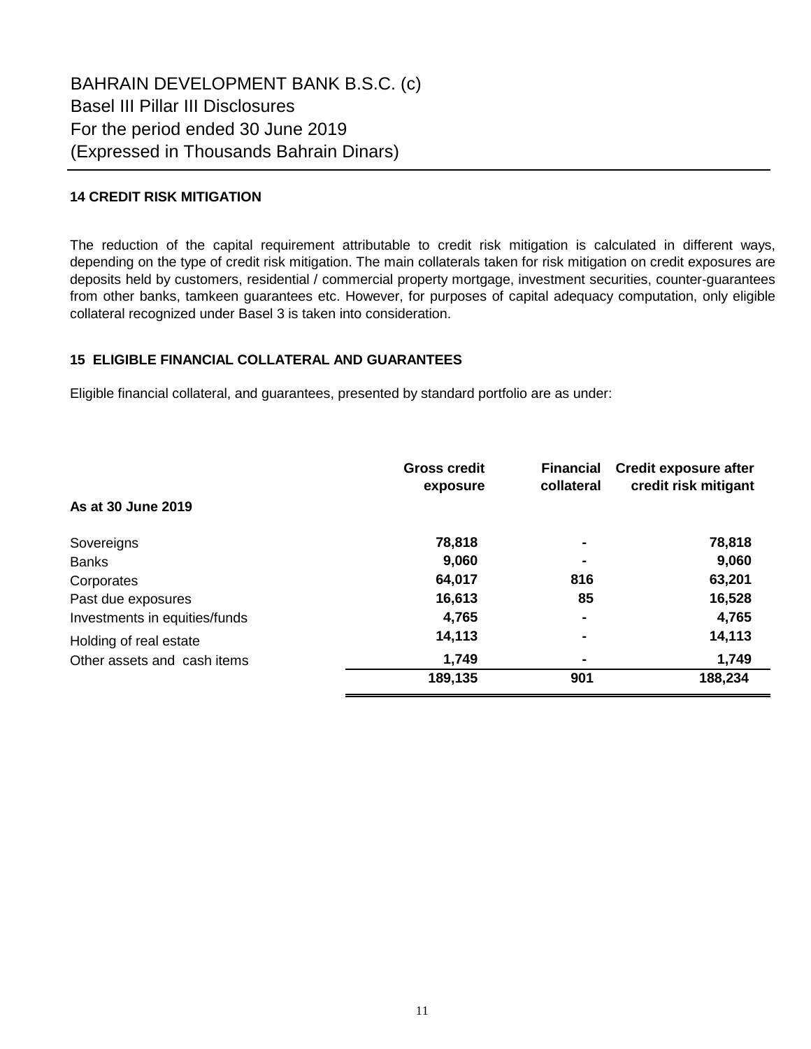BAHRAIN DEVELOPMENT BANK B.S.C. (c)
Basel III Pillar III Disclosures
For the period ended 30 June 2019
(Expressed in Thousands Bahrain Dinars)

### 14 CREDIT RISK MITIGATION

The reduction of the capital requirement attributable to credit risk mitigation is calculated in different ways, depending on the type of credit risk mitigation. The main collaterals taken for risk mitigation on credit exposures are deposits held by customers, residential / commercial property mortgage, investment securities, counter-guarantees from other banks, tamkeen guarantees etc. However, for purposes of capital adequacy computation, only eligible collateral recognized under Basel 3 is taken into consideration.

### 15 ELIGIBLE FINANCIAL COLLATERAL AND GUARANTEES

Eligible financial collateral, and guarantees, presented by standard portfolio are as under:

| | Gross credit exposure | Financial collateral | Credit exposure after credit risk mitigant |
|---|---|---|---|
| **As at 30 June 2019** | | | |
| Sovereigns | **78,818** | **-** | **78,818** |
| Banks | **9,060** | **-** | **9,060** |
| Corporates | **64,017** | **816** | **63,201** |
| Past due exposures | **16,613** | **85** | **16,528** |
| Investments in equities/funds | **4,765** | **-** | **4,765** |
| Holding of real estate | **14,113** | **-** | **14,113** |
| Other assets and cash items | **1,749** | **-** | **1,749** |
| | **189,135** | **901** | **188,234** |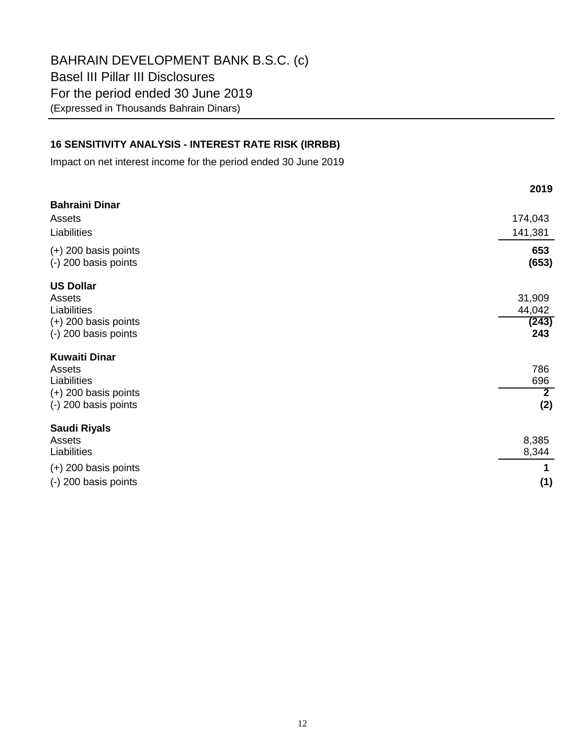# BAHRAIN DEVELOPMENT BANK B.S.C. (c)

## Basel III Pillar III Disclosures

## For the period ended 30 June 2019

(Expressed in Thousands Bahrain Dinars)

### 16 SENSITIVITY ANALYSIS - INTEREST RATE RISK (IRRBB)

Impact on net interest income for the period ended 30 June 2019

| | 2019 |
|---|---|
| **Bahraini Dinar** | |
| Assets | 174,043 |
| Liabilities | 141,381 |
| (+) 200 basis points | **653** |
| (-) 200 basis points | **(653)** |
| **US Dollar** | |
| Assets | 31,909 |
| Liabilities | 44,042 |
| (+) 200 basis points | **(243)** |
| (-) 200 basis points | **243** |
| **Kuwaiti Dinar** | |
| Assets | 786 |
| Liabilities | 696 |
| (+) 200 basis points | **2** |
| (-) 200 basis points | **(2)** |
| **Saudi Riyals** | |
| Assets | 8,385 |
| Liabilities | 8,344 |
| (+) 200 basis points | **1** |
| (-) 200 basis points | **(1)** |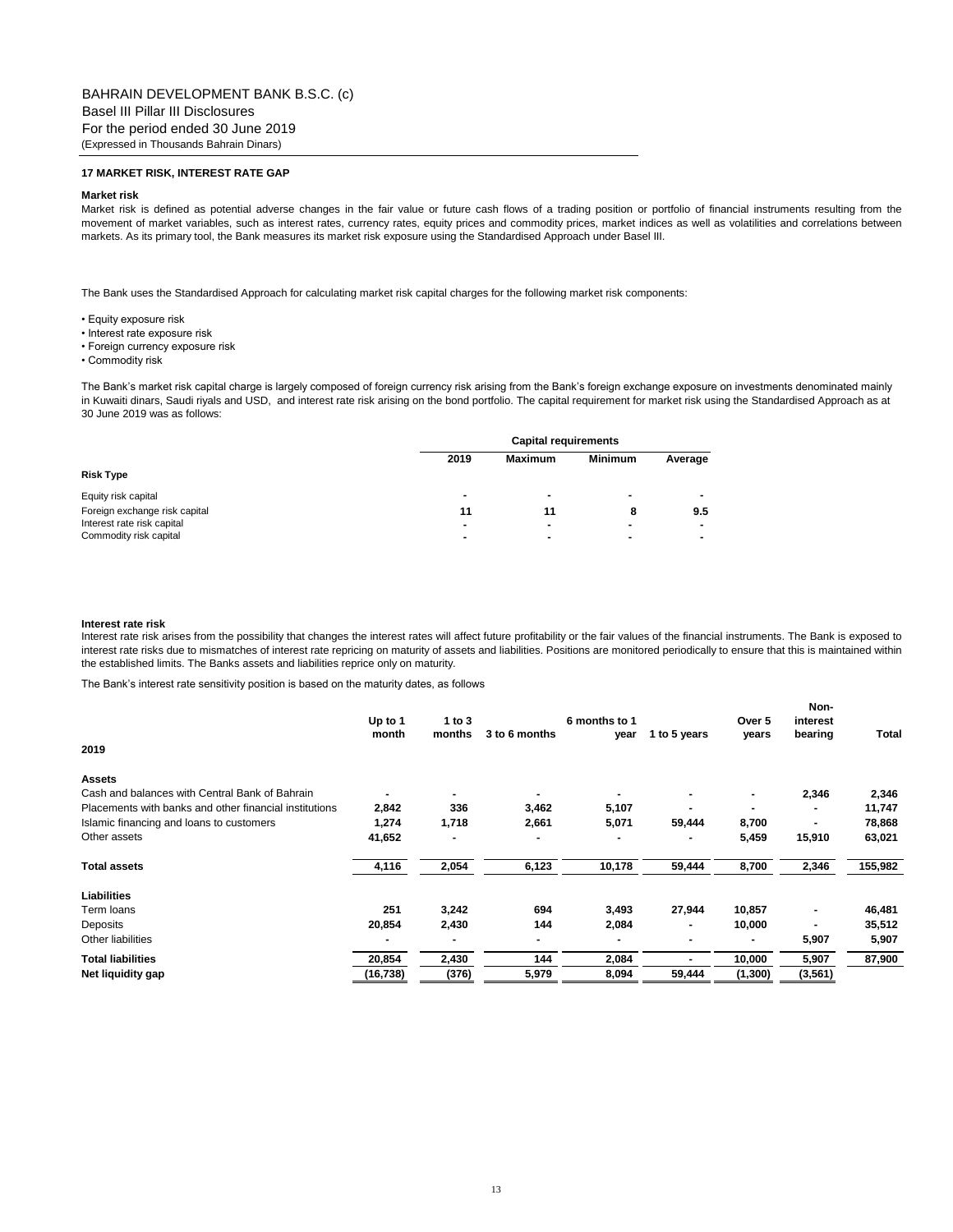BAHRAIN DEVELOPMENT BANK B.S.C. (c)
Basel III Pillar III Disclosures
For the period ended 30 June 2019
(Expressed in Thousands Bahrain Dinars)

## 17 MARKET RISK, INTEREST RATE GAP

### Market risk

Market risk is defined as potential adverse changes in the fair value or future cash flows of a trading position or portfolio of financial instruments resulting from the movement of market variables, such as interest rates, currency rates, equity prices and commodity prices, market indices as well as volatilities and correlations between markets. As its primary tool, the Bank measures its market risk exposure using the Standardised Approach under Basel III.

The Bank uses the Standardised Approach for calculating market risk capital charges for the following market risk components:

- Equity exposure risk
- Interest rate exposure risk
- Foreign currency exposure risk
- Commodity risk

The Bank's market risk capital charge is largely composed of foreign currency risk arising from the Bank's foreign exchange exposure on investments denominated mainly in Kuwaiti dinars, Saudi riyals and USD, and interest rate risk arising on the bond portfolio. The capital requirement for market risk using the Standardised Approach as at 30 June 2019 was as follows:

| | Capital requirements | | | |
|---|---|---|---|---|
| | 2019 | Maximum | Minimum | Average |
| **Risk Type** | | | | |
| Equity risk capital | - | - | - | - |
| Foreign exchange risk capital | 11 | 11 | 8 | 9.5 |
| Interest rate risk capital | - | - | - | - |
| Commodity risk capital | - | - | - | - |

### Interest rate risk

Interest rate risk arises from the possibility that changes the interest rates will affect future profitability or the fair values of the financial instruments. The Bank is exposed to interest rate risks due to mismatches of interest rate repricing on maturity of assets and liabilities. Positions are monitored periodically to ensure that this is maintained within the established limits. The Banks assets and liabilities reprice only on maturity.

The Bank's interest rate sensitivity position is based on the maturity dates, as follows

| 2019 | Up to 1 month | 1 to 3 months | 3 to 6 months | 6 months to 1 year | 1 to 5 years | Over 5 years | Non-interest bearing | Total |
|---|---|---|---|---|---|---|---|---|
| **Assets** | | | | | | | | |
| Cash and balances with Central Bank of Bahrain | - | - | - | - | - | - | 2,346 | 2,346 |
| Placements with banks and other financial institutions | 2,842 | 336 | 3,462 | 5,107 | - | - | - | 11,747 |
| Islamic financing and loans to customers | 1,274 | 1,718 | 2,661 | 5,071 | 59,444 | 8,700 | - | 78,868 |
| Other assets | 41,652 | - | - | - | - | 5,459 | 15,910 | 63,021 |
| **Total assets** | 4,116 | 2,054 | 6,123 | 10,178 | 59,444 | 8,700 | 2,346 | 155,982 |
| **Liabilities** | | | | | | | | |
| Term loans | 251 | 3,242 | 694 | 3,493 | 27,944 | 10,857 | - | 46,481 |
| Deposits | 20,854 | 2,430 | 144 | 2,084 | - | 10,000 | - | 35,512 |
| Other liabilities | - | - | - | - | - | - | 5,907 | 5,907 |
| **Total liabilities** | 20,854 | 2,430 | 144 | 2,084 | - | 10,000 | 5,907 | 87,900 |
| **Net liquidity gap** | (16,738) | (376) | 5,979 | 8,094 | 59,444 | (1,300) | (3,561) | |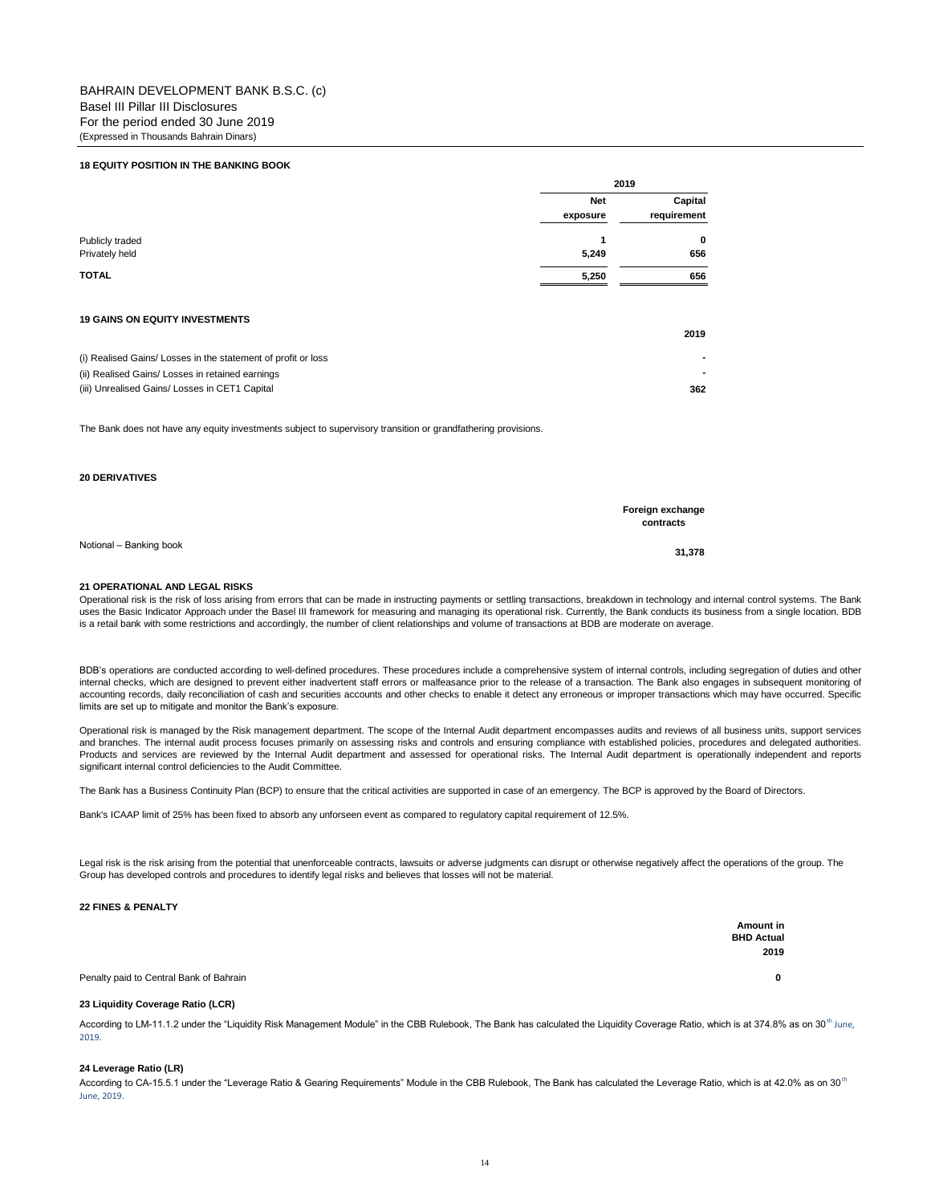BAHRAIN DEVELOPMENT BANK B.S.C. (c)
Basel III Pillar III Disclosures
For the period ended 30 June 2019
(Expressed in Thousands Bahrain Dinars)

### 18 EQUITY POSITION IN THE BANKING BOOK

| | 2019 | |
|---|---|---|
| | Net exposure | Capital requirement |
| Publicly traded | 1 | 0 |
| Privately held | 5,249 | 656 |
| **TOTAL** | **5,250** | **656** |

### 19 GAINS ON EQUITY INVESTMENTS

| | 2019 |
|---|---|
| (i) Realised Gains/ Losses in the statement of profit or loss | - |
| (ii) Realised Gains/ Losses in retained earnings | - |
| (iii) Unrealised Gains/ Losses in CET1 Capital | 362 |

The Bank does not have any equity investments subject to supervisory transition or grandfathering provisions.

### 20 DERIVATIVES

| | Foreign exchange contracts |
|---|---|
| Notional – Banking book | 31,378 |

### 21 OPERATIONAL AND LEGAL RISKS

Operational risk is the risk of loss arising from errors that can be made in instructing payments or settling transactions, breakdown in technology and internal control systems. The Bank uses the Basic Indicator Approach under the Basel III framework for measuring and managing its operational risk. Currently, the Bank conducts its business from a single location. BDB is a retail bank with some restrictions and accordingly, the number of client relationships and volume of transactions at BDB are moderate on average.

BDB's operations are conducted according to well-defined procedures. These procedures include a comprehensive system of internal controls, including segregation of duties and other internal checks, which are designed to prevent either inadvertent staff errors or malfeasance prior to the release of a transaction. The Bank also engages in subsequent monitoring of accounting records, daily reconciliation of cash and securities accounts and other checks to enable it detect any erroneous or improper transactions which may have occurred. Specific limits are set up to mitigate and monitor the Bank's exposure.

Operational risk is managed by the Risk management department. The scope of the Internal Audit department encompasses audits and reviews of all business units, support services and branches. The internal audit process focuses primarily on assessing risks and controls and ensuring compliance with established policies, procedures and delegated authorities. Products and services are reviewed by the Internal Audit department and assessed for operational risks. The Internal Audit department is operationally independent and reports significant internal control deficiencies to the Audit Committee.

The Bank has a Business Continuity Plan (BCP) to ensure that the critical activities are supported in case of an emergency. The BCP is approved by the Board of Directors.

Bank's ICAAP limit of 25% has been fixed to absorb any unforseen event as compared to regulatory capital requirement of 12.5%.

Legal risk is the risk arising from the potential that unenforceable contracts, lawsuits or adverse judgments can disrupt or otherwise negatively affect the operations of the group. The Group has developed controls and procedures to identify legal risks and believes that losses will not be material.

### 22 FINES & PENALTY

| | Amount in BHD Actual 2019 |
|---|---|
| Penalty paid to Central Bank of Bahrain | 0 |

### 23 Liquidity Coverage Ratio (LCR)

According to LM-11.1.2 under the "Liquidity Risk Management Module" in the CBB Rulebook, The Bank has calculated the Liquidity Coverage Ratio, which is at 374.8% as on 30th June, 2019.

### 24 Leverage Ratio (LR)

According to CA-15.5.1 under the "Leverage Ratio & Gearing Requirements" Module in the CBB Rulebook, The Bank has calculated the Leverage Ratio, which is at 42.0% as on 30th June, 2019.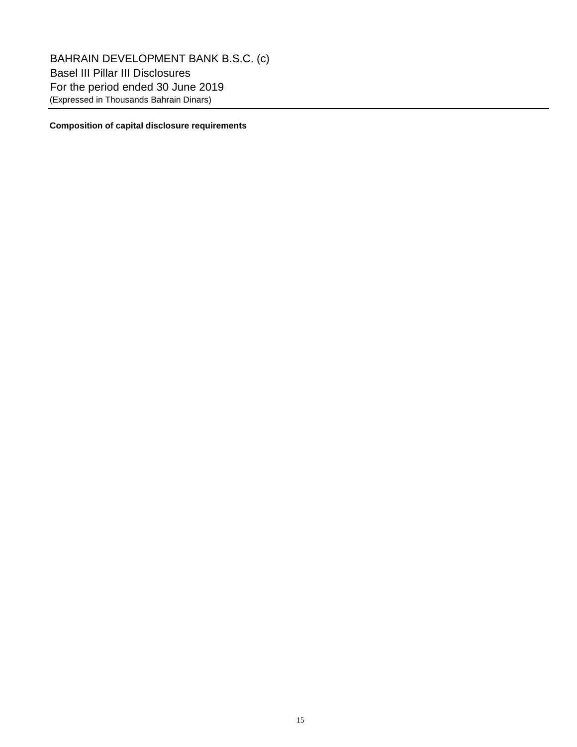BAHRAIN DEVELOPMENT BANK B.S.C. (c)
Basel III Pillar III Disclosures
For the period ended 30 June 2019
(Expressed in Thousands Bahrain Dinars)

**Composition of capital disclosure requirements**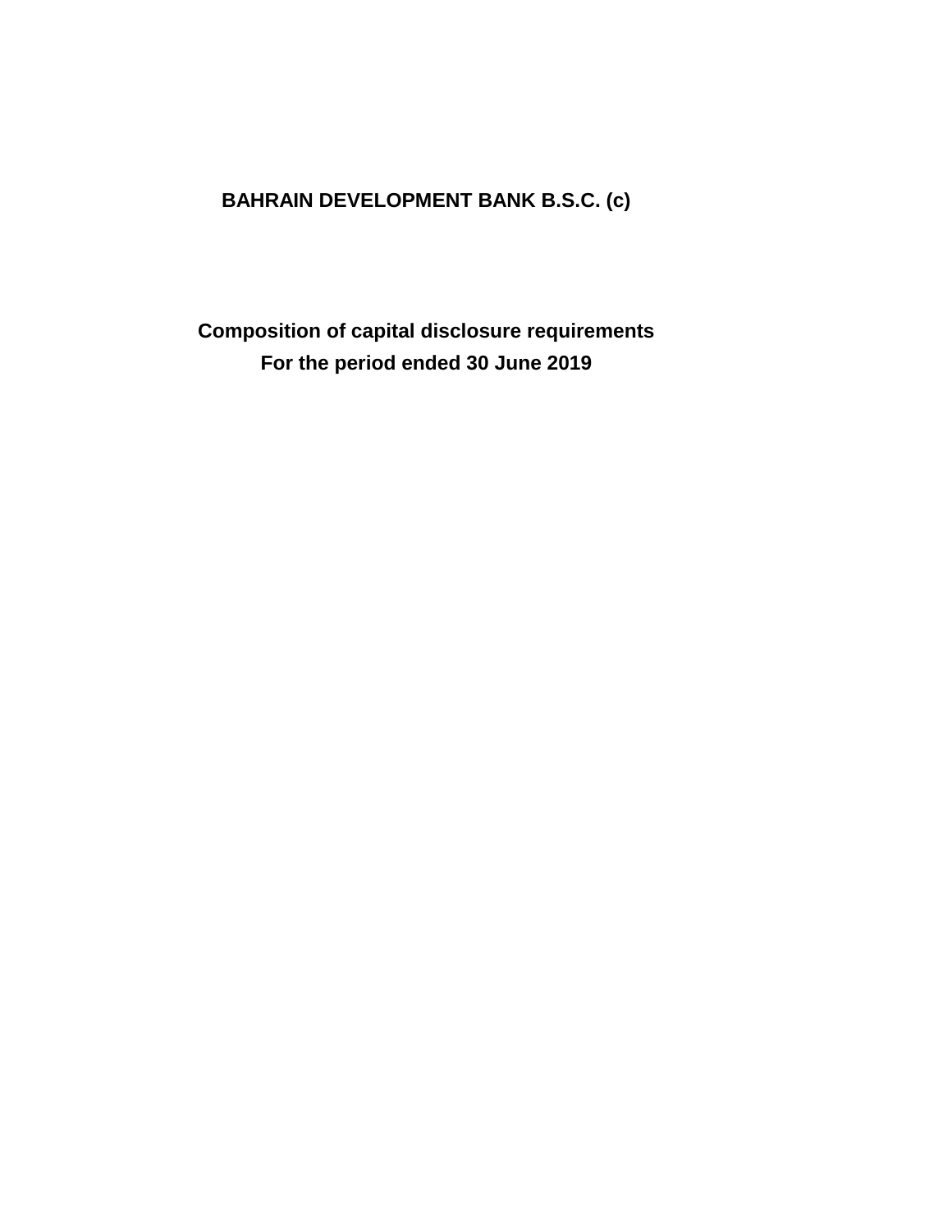# BAHRAIN DEVELOPMENT BANK B.S.C. (c)

## Composition of capital disclosure requirements
## For the period ended 30 June 2019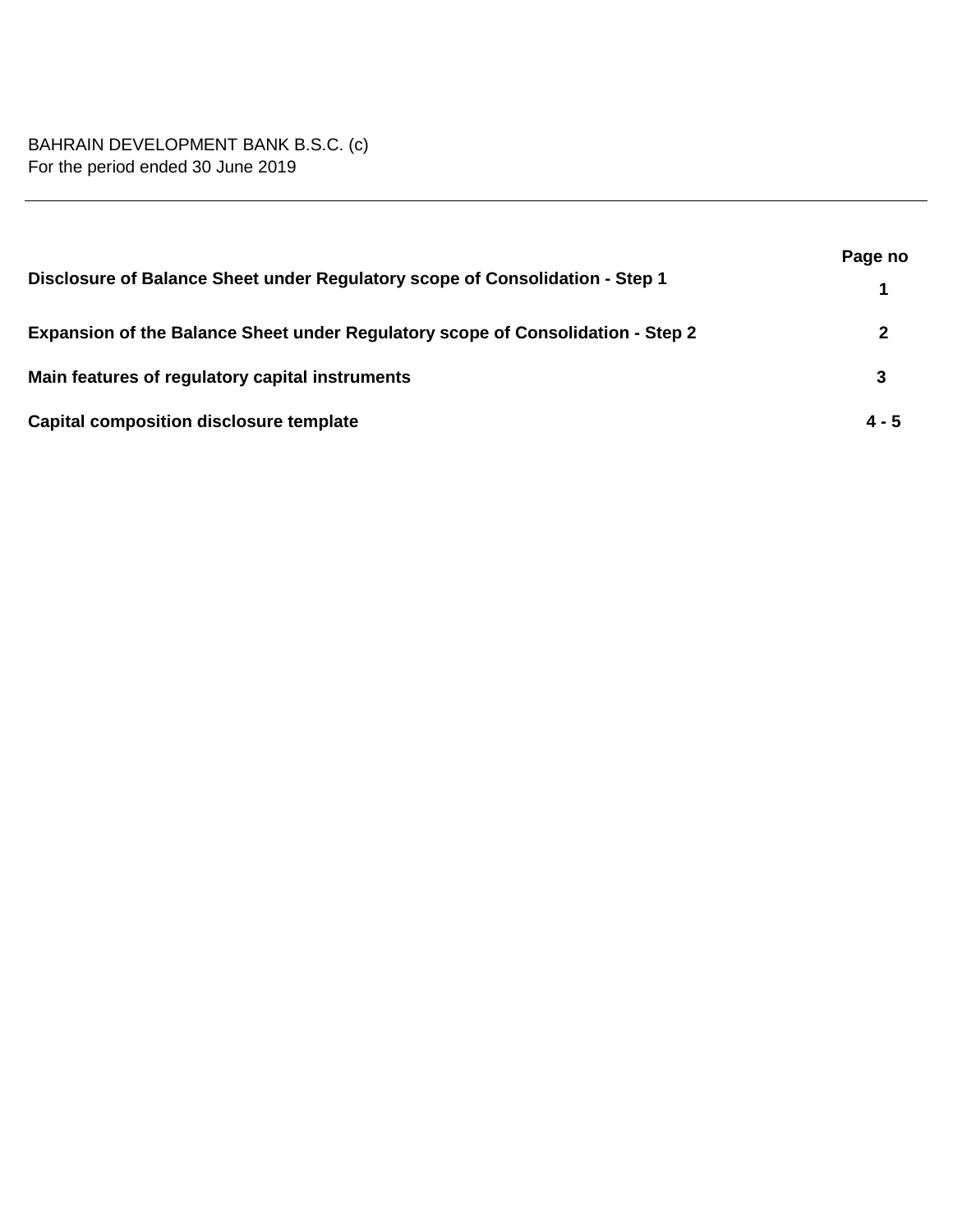BAHRAIN DEVELOPMENT BANK B.S.C. (c)
For the period ended 30 June 2019

---

| | Page no |
|---|---|
| **Disclosure of Balance Sheet under Regulatory scope of Consolidation - Step 1** | **1** |
| **Expansion of the Balance Sheet under Regulatory scope of Consolidation - Step 2** | **2** |
| **Main features of regulatory capital instruments** | **3** |
| **Capital composition disclosure template** | **4 - 5** |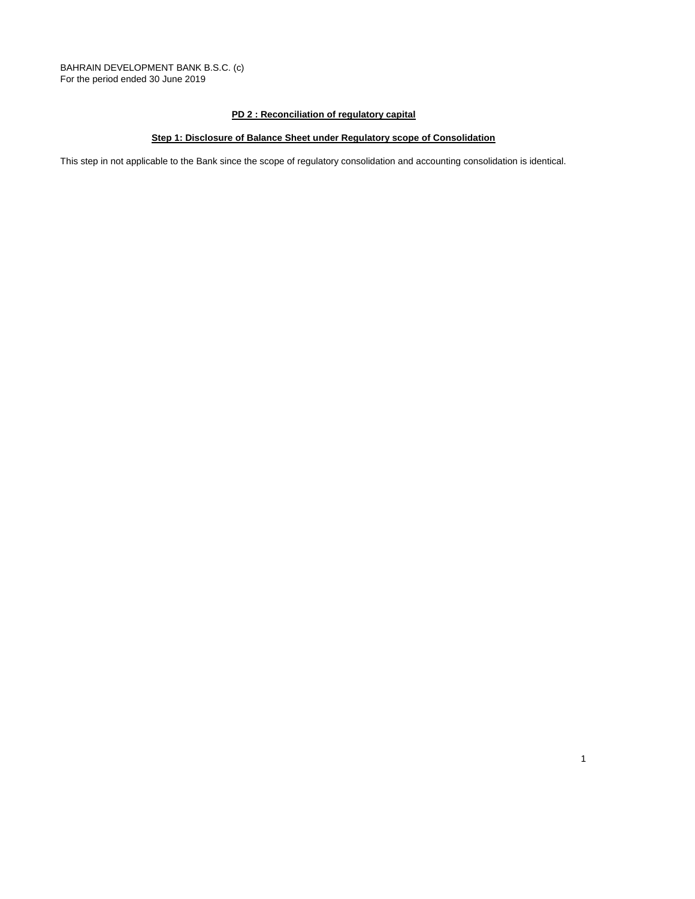BAHRAIN DEVELOPMENT BANK B.S.C. (c)
For the period ended 30 June 2019

## PD 2 : Reconciliation of regulatory capital

### Step 1: Disclosure of Balance Sheet under Regulatory scope of Consolidation

This step in not applicable to the Bank since the scope of regulatory consolidation and accounting consolidation is identical.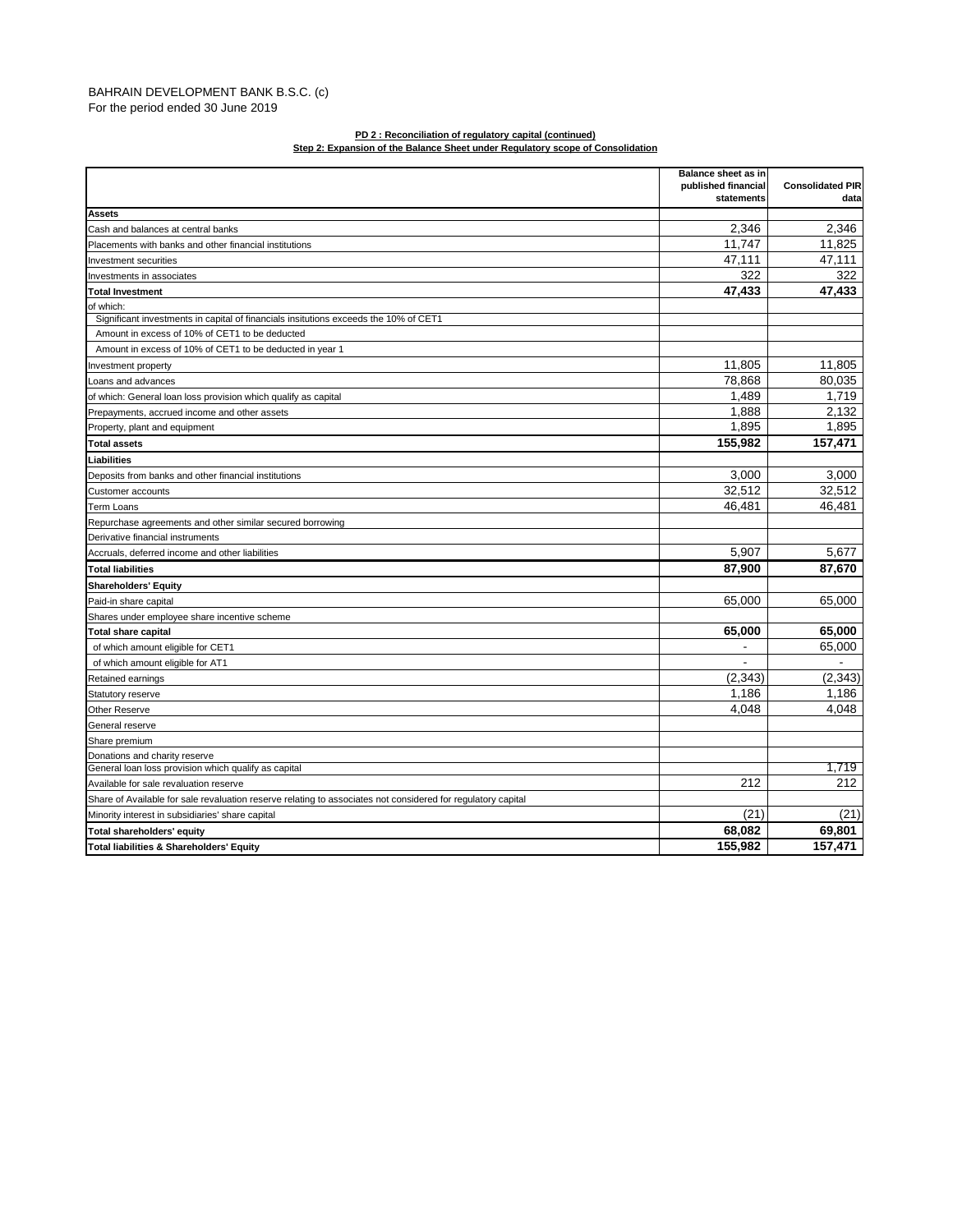BAHRAIN DEVELOPMENT BANK B.S.C. (c)
For the period ended 30 June 2019

**PD 2 : Reconciliation of regulatory capital (continued)**
**Step 2: Expansion of the Balance Sheet under Regulatory scope of Consolidation**

| | Balance sheet as in published financial statements | Consolidated PIR data |
|---|---|---|
| **Assets** | | |
| Cash and balances at central banks | 2,346 | 2,346 |
| Placements with banks and other financial institutions | 11,747 | 11,825 |
| Investment securities | 47,111 | 47,111 |
| Investments in associates | 322 | 322 |
| **Total Investment** | **47,433** | **47,433** |
| of which: | | |
| Significant investments in capital of financials insitutions exceeds the 10% of CET1 | | |
| Amount in excess of 10% of CET1 to be deducted | | |
| Amount in excess of 10% of CET1 to be deducted in year 1 | | |
| Investment property | 11,805 | 11,805 |
| Loans and advances | 78,868 | 80,035 |
| of which: General loan loss provision which qualify as capital | 1,489 | 1,719 |
| Prepayments, accrued income and other assets | 1,888 | 2,132 |
| Property, plant and equipment | 1,895 | 1,895 |
| **Total assets** | **155,982** | **157,471** |
| **Liabilities** | | |
| Deposits from banks and other financial institutions | 3,000 | 3,000 |
| Customer accounts | 32,512 | 32,512 |
| Term Loans | 46,481 | 46,481 |
| Repurchase agreements and other similar secured borrowing | | |
| Derivative financial instruments | | |
| Accruals, deferred income and other liabilities | 5,907 | 5,677 |
| **Total liabilities** | **87,900** | **87,670** |
| **Shareholders' Equity** | | |
| Paid-in share capital | 65,000 | 65,000 |
| Shares under employee share incentive scheme | | |
| **Total share capital** | **65,000** | **65,000** |
| of which amount eligible for CET1 | - | 65,000 |
| of which amount eligible for AT1 | - | - |
| Retained earnings | (2,343) | (2,343) |
| Statutory reserve | 1,186 | 1,186 |
| Other Reserve | 4,048 | 4,048 |
| General reserve | | |
| Share premium | | |
| Donations and charity reserve | | |
| General loan loss provision which qualify as capital | | 1,719 |
| Available for sale revaluation reserve | 212 | 212 |
| Share of Available for sale revaluation reserve relating to associates not considered for regulatory capital | | |
| Minority interest in subsidiaries' share capital | (21) | (21) |
| **Total shareholders' equity** | **68,082** | **69,801** |
| **Total liabilities & Shareholders' Equity** | **155,982** | **157,471** |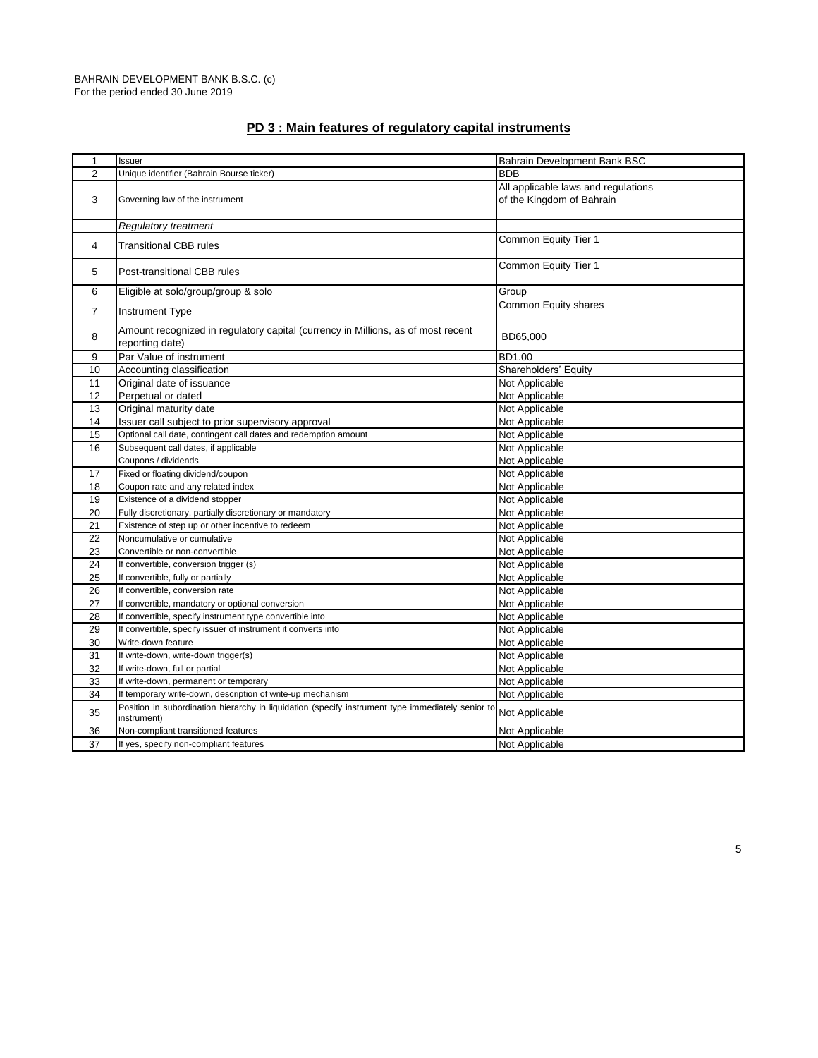BAHRAIN DEVELOPMENT BANK B.S.C. (c)
For the period ended 30 June 2019

## PD 3 : Main features of regulatory capital instruments

| | | |
|---|---|---|
| 1 | Issuer | Bahrain Development Bank BSC |
| 2 | Unique identifier (Bahrain Bourse ticker) | BDB |
| 3 | Governing law of the instrument | All applicable laws and regulations of the Kingdom of Bahrain |
| | *Regulatory treatment* | |
| 4 | Transitional CBB rules | Common Equity Tier 1 |
| 5 | Post-transitional CBB rules | Common Equity Tier 1 |
| 6 | Eligible at solo/group/group & solo | Group |
| 7 | Instrument Type | Common Equity shares |
| 8 | Amount recognized in regulatory capital (currency in Millions, as of most recent reporting date) | BD65,000 |
| 9 | Par Value of instrument | BD1.00 |
| 10 | Accounting classification | Shareholders' Equity |
| 11 | Original date of issuance | Not Applicable |
| 12 | Perpetual or dated | Not Applicable |
| 13 | Original maturity date | Not Applicable |
| 14 | Issuer call subject to prior supervisory approval | Not Applicable |
| 15 | Optional call date, contingent call dates and redemption amount | Not Applicable |
| 16 | Subsequent call dates, if applicable | Not Applicable |
| | Coupons / dividends | Not Applicable |
| 17 | Fixed or floating dividend/coupon | Not Applicable |
| 18 | Coupon rate and any related index | Not Applicable |
| 19 | Existence of a dividend stopper | Not Applicable |
| 20 | Fully discretionary, partially discretionary or mandatory | Not Applicable |
| 21 | Existence of step up or other incentive to redeem | Not Applicable |
| 22 | Noncumulative or cumulative | Not Applicable |
| 23 | Convertible or non-convertible | Not Applicable |
| 24 | If convertible, conversion trigger (s) | Not Applicable |
| 25 | If convertible, fully or partially | Not Applicable |
| 26 | If convertible, conversion rate | Not Applicable |
| 27 | If convertible, mandatory or optional conversion | Not Applicable |
| 28 | If convertible, specify instrument type convertible into | Not Applicable |
| 29 | If convertible, specify issuer of instrument it converts into | Not Applicable |
| 30 | Write-down feature | Not Applicable |
| 31 | If write-down, write-down trigger(s) | Not Applicable |
| 32 | If write-down, full or partial | Not Applicable |
| 33 | If write-down, permanent or temporary | Not Applicable |
| 34 | If temporary write-down, description of write-up mechanism | Not Applicable |
| 35 | Position in subordination hierarchy in liquidation (specify instrument type immediately senior to instrument) | Not Applicable |
| 36 | Non-compliant transitioned features | Not Applicable |
| 37 | If yes, specify non-compliant features | Not Applicable |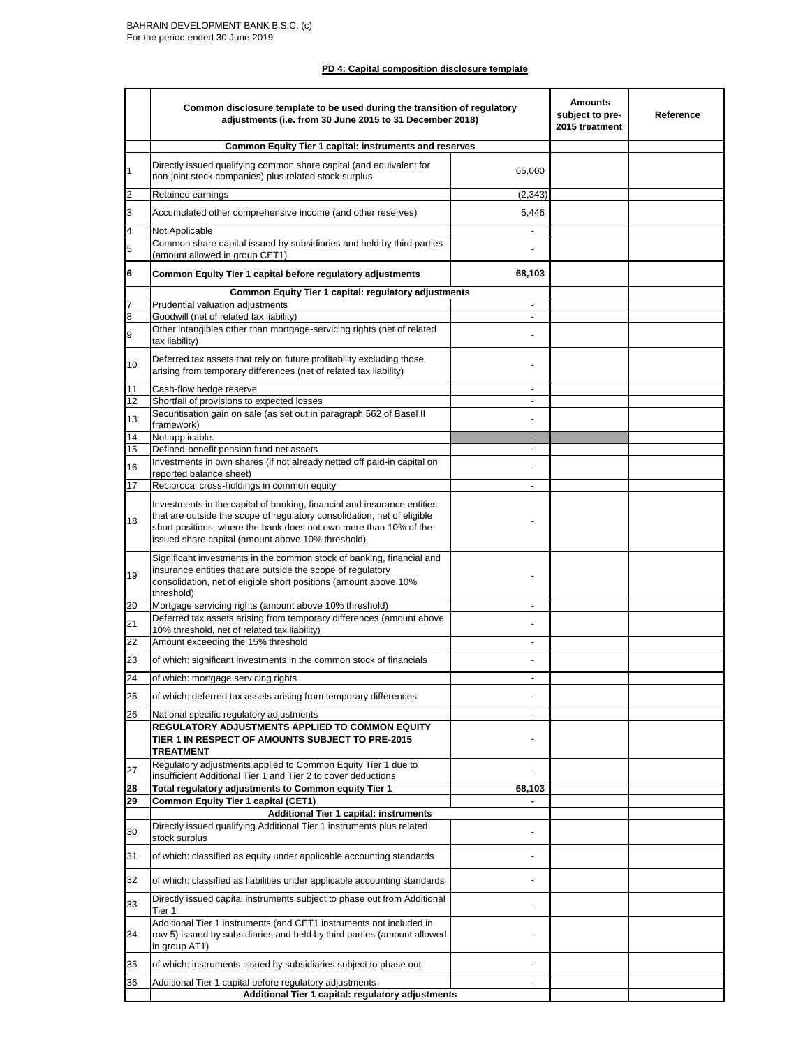BAHRAIN DEVELOPMENT BANK B.S.C. (c)
For the period ended 30 June 2019

**PD 4: Capital composition disclosure template**

| | Common disclosure template to be used during the transition of regulatory adjustments (i.e. from 30 June 2015 to 31 December 2018) | | Amounts subject to pre-2015 treatment | Reference |
|---|---|---|---|---|
| | **Common Equity Tier 1 capital: instruments and reserves** | | | |
| 1 | Directly issued qualifying common share capital (and equivalent for non-joint stock companies) plus related stock surplus | 65,000 | | |
| 2 | Retained earnings | (2,343) | | |
| 3 | Accumulated other comprehensive income (and other reserves) | 5,446 | | |
| 4 | Not Applicable | - | | |
| 5 | Common share capital issued by subsidiaries and held by third parties (amount allowed in group CET1) | - | | |
| **6** | **Common Equity Tier 1 capital before regulatory adjustments** | **68,103** | | |
| | **Common Equity Tier 1 capital: regulatory adjustments** | | | |
| 7 | Prudential valuation adjustments | - | | |
| 8 | Goodwill (net of related tax liability) | - | | |
| 9 | Other intangibles other than mortgage-servicing rights (net of related tax liability) | - | | |
| 10 | Deferred tax assets that rely on future profitability excluding those arising from temporary differences (net of related tax liability) | - | | |
| 11 | Cash-flow hedge reserve | - | | |
| 12 | Shortfall of provisions to expected losses | - | | |
| 13 | Securitisation gain on sale (as set out in paragraph 562 of Basel II framework) | - | | |
| 14 | Not applicable. | - | | |
| 15 | Defined-benefit pension fund net assets | - | | |
| 16 | Investments in own shares (if not already netted off paid-in capital on reported balance sheet) | - | | |
| 17 | Reciprocal cross-holdings in common equity | - | | |
| 18 | Investments in the capital of banking, financial and insurance entities that are outside the scope of regulatory consolidation, net of eligible short positions, where the bank does not own more than 10% of the issued share capital (amount above 10% threshold) | - | | |
| 19 | Significant investments in the common stock of banking, financial and insurance entities that are outside the scope of regulatory consolidation, net of eligible short positions (amount above 10% threshold) | - | | |
| 20 | Mortgage servicing rights (amount above 10% threshold) | - | | |
| 21 | Deferred tax assets arising from temporary differences (amount above 10% threshold, net of related tax liability) | - | | |
| 22 | Amount exceeding the 15% threshold | - | | |
| 23 | of which: significant investments in the common stock of financials | - | | |
| 24 | of which: mortgage servicing rights | - | | |
| 25 | of which: deferred tax assets arising from temporary differences | - | | |
| 26 | National specific regulatory adjustments | - | | |
| | **REGULATORY ADJUSTMENTS APPLIED TO COMMON EQUITY TIER 1 IN RESPECT OF AMOUNTS SUBJECT TO PRE-2015 TREATMENT** | - | | |
| 27 | Regulatory adjustments applied to Common Equity Tier 1 due to insufficient Additional Tier 1 and Tier 2 to cover deductions | - | | |
| **28** | **Total regulatory adjustments to Common equity Tier 1** | **68,103** | | |
| **29** | **Common Equity Tier 1 capital (CET1)** | **-** | | |
| | **Additional Tier 1 capital: instruments** | | | |
| 30 | Directly issued qualifying Additional Tier 1 instruments plus related stock surplus | - | | |
| 31 | of which: classified as equity under applicable accounting standards | - | | |
| 32 | of which: classified as liabilities under applicable accounting standards | - | | |
| 33 | Directly issued capital instruments subject to phase out from Additional Tier 1 | - | | |
| 34 | Additional Tier 1 instruments (and CET1 instruments not included in row 5) issued by subsidiaries and held by third parties (amount allowed in group AT1) | - | | |
| 35 | of which: instruments issued by subsidiaries subject to phase out | - | | |
| 36 | Additional Tier 1 capital before regulatory adjustments | - | | |
| | **Additional Tier 1 capital: regulatory adjustments** | | | |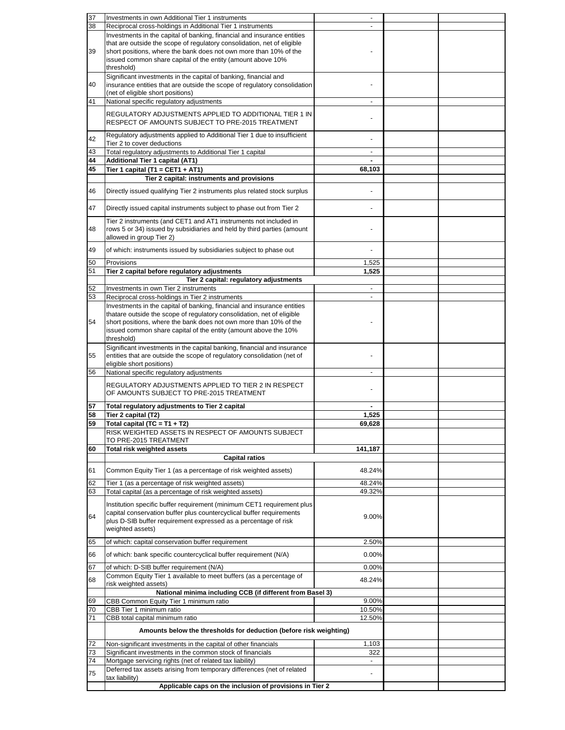| | | | | |
|---|---|---|---|---|
| 37 | Investments in own Additional Tier 1 instruments | - | | |
| 38 | Reciprocal cross-holdings in Additional Tier 1 instruments | - | | |
| 39 | Investments in the capital of banking, financial and insurance entities that are outside the scope of regulatory consolidation, net of eligible short positions, where the bank does not own more than 10% of the issued common share capital of the entity (amount above 10% threshold) | - | | |
| 40 | Significant investments in the capital of banking, financial and insurance entities that are outside the scope of regulatory consolidation (net of eligible short positions) | - | | |
| 41 | National specific regulatory adjustments | - | | |
| | REGULATORY ADJUSTMENTS APPLIED TO ADDITIONAL TIER 1 IN RESPECT OF AMOUNTS SUBJECT TO PRE-2015 TREATMENT | - | | |
| 42 | Regulatory adjustments applied to Additional Tier 1 due to insufficient Tier 2 to cover deductions | - | | |
| 43 | Total regulatory adjustments to Additional Tier 1 capital | - | | |
| **44** | **Additional Tier 1 capital (AT1)** | **-** | | |
| **45** | **Tier 1 capital (T1 = CET1 + AT1)** | **68,103** | | |
| | **Tier 2 capital: instruments and provisions** | | | |
| 46 | Directly issued qualifying Tier 2 instruments plus related stock surplus | - | | |
| 47 | Directly issued capital instruments subject to phase out from Tier 2 | - | | |
| 48 | Tier 2 instruments (and CET1 and AT1 instruments not included in rows 5 or 34) issued by subsidiaries and held by third parties (amount allowed in group Tier 2) | - | | |
| 49 | of which: instruments issued by subsidiaries subject to phase out | - | | |
| 50 | Provisions | 1,525 | | |
| 51 | **Tier 2 capital before regulatory adjustments** | **1,525** | | |
| | **Tier 2 capital: regulatory adjustments** | | | |
| 52 | Investments in own Tier 2 instruments | - | | |
| 53 | Reciprocal cross-holdings in Tier 2 instruments | - | | |
| 54 | Investments in the capital of banking, financial and insurance entities thatare outside the scope of regulatory consolidation, net of eligible short positions, where the bank does not own more than 10% of the issued common share capital of the entity (amount above the 10% threshold) | - | | |
| 55 | Significant investments in the capital banking, financial and insurance entities that are outside the scope of regulatory consolidation (net of eligible short positions) | - | | |
| 56 | National specific regulatory adjustments | - | | |
| | REGULATORY ADJUSTMENTS APPLIED TO TIER 2 IN RESPECT OF AMOUNTS SUBJECT TO PRE-2015 TREATMENT | - | | |
| **57** | **Total regulatory adjustments to Tier 2 capital** | **-** | | |
| **58** | **Tier 2 capital (T2)** | **1,525** | | |
| **59** | **Total capital (TC = T1 + T2)** | **69,628** | | |
| | RISK WEIGHTED ASSETS IN RESPECT OF AMOUNTS SUBJECT TO PRE-2015 TREATMENT | | | |
| **60** | **Total risk weighted assets** | **141,187** | | |
| | **Capital ratios** | | | |
| 61 | Common Equity Tier 1 (as a percentage of risk weighted assets) | 48.24% | | |
| 62 | Tier 1 (as a percentage of risk weighted assets) | 48.24% | | |
| 63 | Total capital (as a percentage of risk weighted assets) | 49.32% | | |
| 64 | Institution specific buffer requirement (minimum CET1 requirement plus capital conservation buffer plus countercyclical buffer requirements plus D-SIB buffer requirement expressed as a percentage of risk weighted assets) | 9.00% | | |
| 65 | of which: capital conservation buffer requirement | 2.50% | | |
| 66 | of which: bank specific countercyclical buffer requirement (N/A) | 0.00% | | |
| 67 | of which: D-SIB buffer requirement (N/A) | 0.00% | | |
| 68 | Common Equity Tier 1 available to meet buffers (as a percentage of risk weighted assets) | 48.24% | | |
| | **National minima including CCB (if different from Basel 3)** | | | |
| 69 | CBB Common Equity Tier 1 minimum ratio | 9.00% | | |
| 70 | CBB Tier 1 minimum ratio | 10.50% | | |
| 71 | CBB total capital minimum ratio | 12.50% | | |
| | **Amounts below the thresholds for deduction (before risk weighting)** | | | |
| 72 | Non-significant investments in the capital of other financials | 1,103 | | |
| 73 | Significant investments in the common stock of financials | 322 | | |
| 74 | Mortgage servicing rights (net of related tax liability) | - | | |
| 75 | Deferred tax assets arising from temporary differences (net of related tax liability) | - | | |
| | **Applicable caps on the inclusion of provisions in Tier 2** | | | |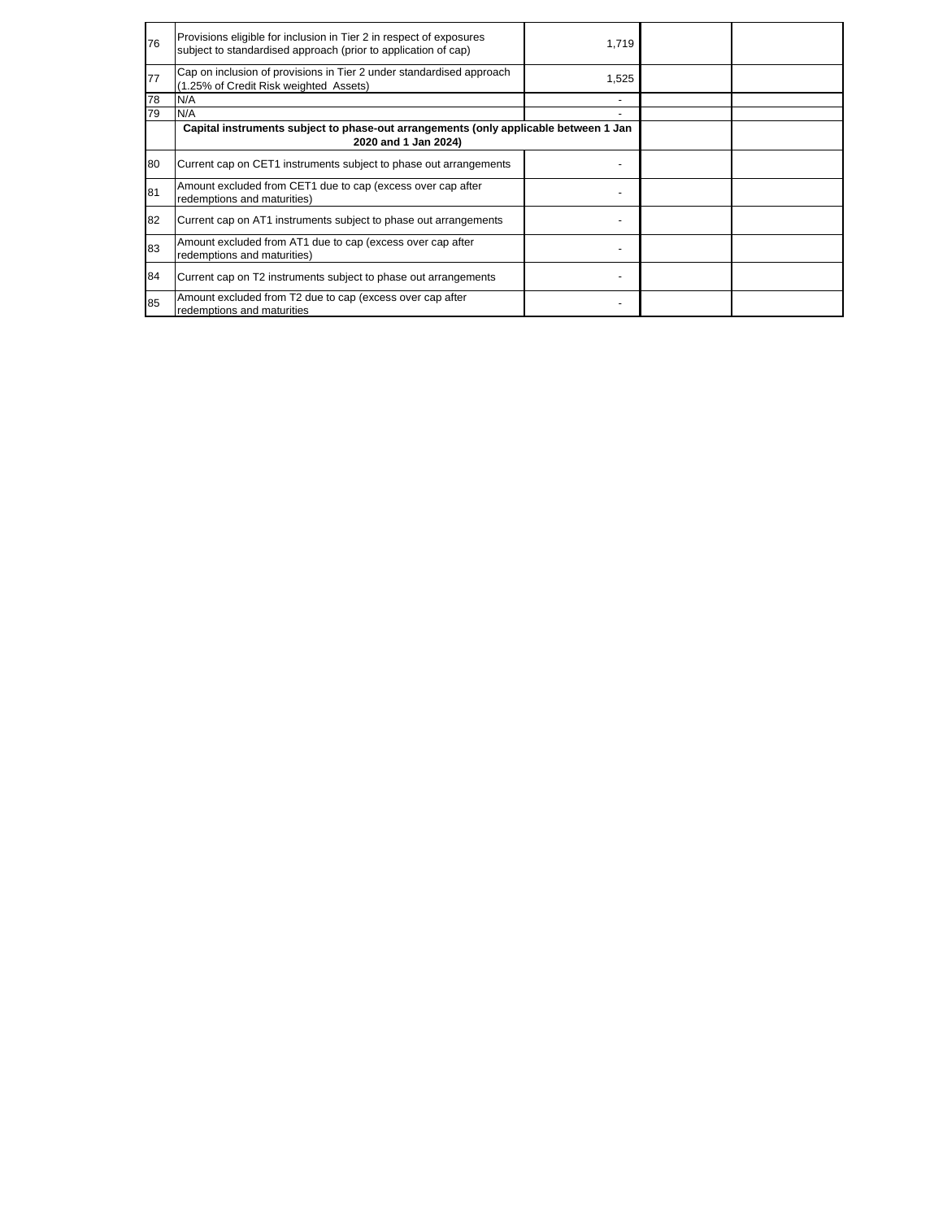| | | | | |
|---|---|---|---|---|
| 76 | Provisions eligible for inclusion in Tier 2 in respect of exposures subject to standardised approach (prior to application of cap) | 1,719 | | |
| 77 | Cap on inclusion of provisions in Tier 2 under standardised approach (1.25% of Credit Risk weighted Assets) | 1,525 | | |
| 78 | N/A | - | | |
| 79 | N/A | - | | |
| | **Capital instruments subject to phase-out arrangements (only applicable between 1 Jan 2020 and 1 Jan 2024)** | | | |
| 80 | Current cap on CET1 instruments subject to phase out arrangements | - | | |
| 81 | Amount excluded from CET1 due to cap (excess over cap after redemptions and maturities) | - | | |
| 82 | Current cap on AT1 instruments subject to phase out arrangements | - | | |
| 83 | Amount excluded from AT1 due to cap (excess over cap after redemptions and maturities) | - | | |
| 84 | Current cap on T2 instruments subject to phase out arrangements | - | | |
| 85 | Amount excluded from T2 due to cap (excess over cap after redemptions and maturities | - | | |